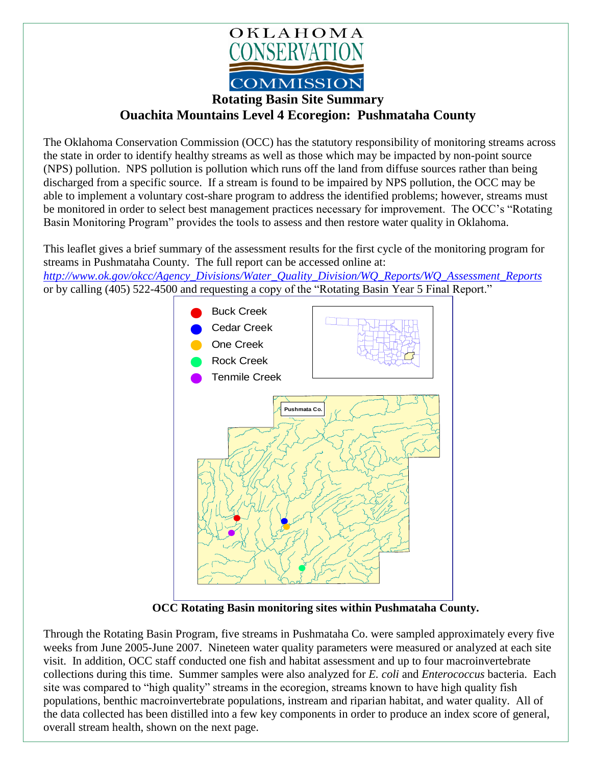OKLAHOMA CONSERVATION COMMISSION

# Rotating Basin Site Summary
## Ouachita Mountains Level 4 Ecoregion: Pushmataha County

The Oklahoma Conservation Commission (OCC) has the statutory responsibility of monitoring streams across the state in order to identify healthy streams as well as those which may be impacted by non-point source (NPS) pollution. NPS pollution is pollution which runs off the land from diffuse sources rather than being discharged from a specific source. If a stream is found to be impaired by NPS pollution, the OCC may be able to implement a voluntary cost-share program to address the identified problems; however, streams must be monitored in order to select best management practices necessary for improvement. The OCC's "Rotating Basin Monitoring Program" provides the tools to assess and then restore water quality in Oklahoma.

This leaflet gives a brief summary of the assessment results for the first cycle of the monitoring program for streams in Pushmataha County. The full report can be accessed online at:
*http://www.ok.gov/okcc/Agency_Divisions/Water_Quality_Division/WQ_Reports/WQ_Assessment_Reports*
or by calling (405) 522-4500 and requesting a copy of the "Rotating Basin Year 5 Final Report."

Buck Creek
Cedar Creek
One Creek
Rock Creek
Tenmile Creek

Pushmata Co.

**OCC Rotating Basin monitoring sites within Pushmataha County.**

Through the Rotating Basin Program, five streams in Pushmataha Co. were sampled approximately every five weeks from June 2005-June 2007. Nineteen water quality parameters were measured or analyzed at each site visit. In addition, OCC staff conducted one fish and habitat assessment and up to four macroinvertebrate collections during this time. Summer samples were also analyzed for *E. coli* and *Enterococcus* bacteria. Each site was compared to "high quality" streams in the ecoregion, streams known to have high quality fish populations, benthic macroinvertebrate populations, instream and riparian habitat, and water quality. All of the data collected has been distilled into a few key components in order to produce an index score of general, overall stream health, shown on the next page.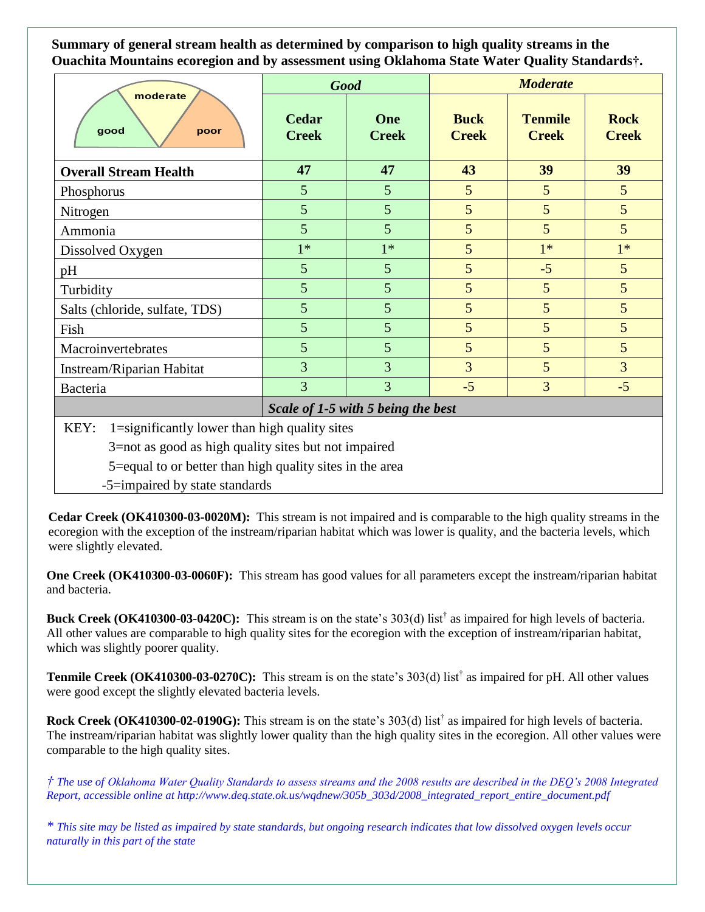**Summary of general stream health as determined by comparison to high quality streams in the Ouachita Mountains ecoregion and by assessment using Oklahoma State Water Quality Standards†.**

| | *Good* | | *Moderate* | | |
|---|---|---|---|---|---|
| | **Cedar Creek** | **One Creek** | **Buck Creek** | **Tenmile Creek** | **Rock Creek** |
| **Overall Stream Health** | **47** | **47** | **43** | **39** | **39** |
| Phosphorus | 5 | 5 | 5 | 5 | 5 |
| Nitrogen | 5 | 5 | 5 | 5 | 5 |
| Ammonia | 5 | 5 | 5 | 5 | 5 |
| Dissolved Oxygen | 1* | 1* | 5 | 1* | 1* |
| pH | 5 | 5 | 5 | -5 | 5 |
| Turbidity | 5 | 5 | 5 | 5 | 5 |
| Salts (chloride, sulfate, TDS) | 5 | 5 | 5 | 5 | 5 |
| Fish | 5 | 5 | 5 | 5 | 5 |
| Macroinvertebrates | 5 | 5 | 5 | 5 | 5 |
| Instream/Riparian Habitat | 3 | 3 | 3 | 5 | 3 |
| Bacteria | 3 | 3 | -5 | 3 | -5 |
| | ***Scale of 1-5 with 5 being the best*** | | | | |

KEY: 1=significantly lower than high quality sites
3=not as good as high quality sites but not impaired
5=equal to or better than high quality sites in the area
-5=impaired by state standards

**Cedar Creek (OK410300-03-0020M):** This stream is not impaired and is comparable to the high quality streams in the ecoregion with the exception of the instream/riparian habitat which was lower is quality, and the bacteria levels, which were slightly elevated.

**One Creek (OK410300-03-0060F):** This stream has good values for all parameters except the instream/riparian habitat and bacteria.

**Buck Creek (OK410300-03-0420C):** This stream is on the state's 303(d) list† as impaired for high levels of bacteria. All other values are comparable to high quality sites for the ecoregion with the exception of instream/riparian habitat, which was slightly poorer quality.

**Tenmile Creek (OK410300-03-0270C):** This stream is on the state's 303(d) list† as impaired for pH. All other values were good except the slightly elevated bacteria levels.

**Rock Creek (OK410300-02-0190G):** This stream is on the state's 303(d) list† as impaired for high levels of bacteria. The instream/riparian habitat was slightly lower quality than the high quality sites in the ecoregion. All other values were comparable to the high quality sites.

*† The use of Oklahoma Water Quality Standards to assess streams and the 2008 results are described in the DEQ's 2008 Integrated Report, accessible online at http://www.deq.state.ok.us/wqdnew/305b_303d/2008_integrated_report_entire_document.pdf*

*\* This site may be listed as impaired by state standards, but ongoing research indicates that low dissolved oxygen levels occur naturally in this part of the state*